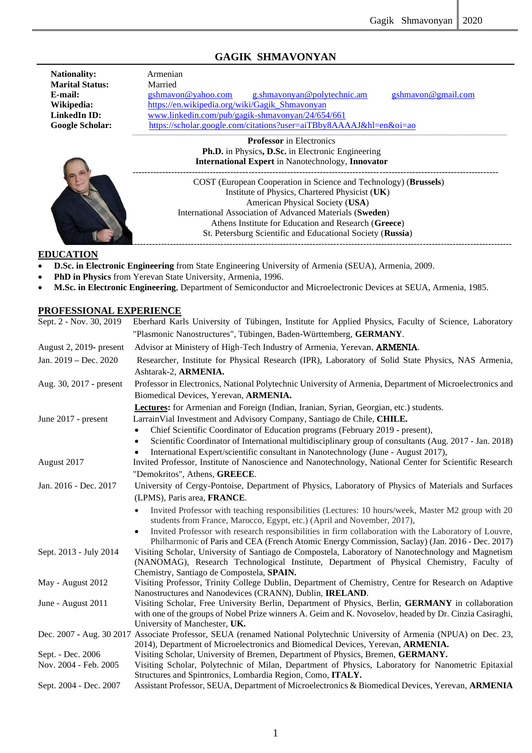# GAGIK SHMAVONYAN

| | |
|---|---|
| **Nationality:** | Armenian |
| **Marital Status:** | Married |
| **E-mail:** | gshmavon@yahoo.com   g.shmavonyan@polytechnic.am   gshmavon@gmail.com |
| **Wikipedia:** | https://en.wikipedia.org/wiki/Gagik_Shmavonyan |
| **LinkedIn ID:** | www.linkedin.com/pub/gagik-shmavonyan/24/654/661 |
| **Google Scholar:** | https://scholar.google.com/citations?user=aiTBby8AAAAJ&hl=en&oi=ao |

**Professor** in Electronics
**Ph.D.** in Physics**, D.Sc.** in Electronic Engineering
**International Expert** in Nanotechnology, **Innovator**

---

COST (European Cooperation in Science and Technology) (**Brussels**)
Institute of Physics, Chartered Physicist (**UK**)
American Physical Society (**USA**)
International Association of Advanced Materials (**Sweden**)
Athens Institute for Education and Research (**Greece**)
St. Petersburg Scientific and Educational Society (**Russia**)

---

## EDUCATION

- **D.Sc. in Electronic Engineering** from State Engineering University of Armenia (SEUA), Armenia, 2009.
- **PhD in Physics** from Yerevan State University, Armenia, 1996.
- **M.Sc. in Electronic Engineering**, Department of Semiconductor and Microelectronic Devices at SEUA, Armenia, 1985.

## PROFESSIONAL EXPERIENCE

**Sept. 2 - Nov. 30, 2019** — Eberhard Karls University of Tübingen, Institute for Applied Physics, Faculty of Science, Laboratory "Plasmonic Nanostructures", Tübingen, Baden-Württemberg, **GERMANY**.

**August 2, 2019- present** — Advisor at Ministry of High-Tech Industry of Armenia, Yerevan, **ARMENIA**.

**Jan. 2019 – Dec. 2020** — Researcher, Institute for Physical Research (IPR), Laboratory of Solid State Physics, NAS Armenia, Ashtarak-2, **ARMENIA.**

**Aug. 30, 2017 - present** — Professor in Electronics, National Polytechnic University of Armenia, Department of Microelectronics and Biomedical Devices, Yerevan, **ARMENIA.**

**Lectures:** for Armenian and Foreign (Indian, Iranian, Syrian, Georgian, etc.) students.

**June 2017 - present** — LarrainVial Investment and Advisory Company, Santiago de Chile, **CHILE.**
- Chief Scientific Coordinator of Education programs (February 2019 - present),
- Scientific Coordinator of International multidisciplinary group of consultants (Aug. 2017 - Jan. 2018)
- International Expert/scientific consultant in Nanotechnology (June - August 2017),

**August 2017** — Invited Professor, Institute of Nanoscience and Nanotechnology, National Center for Scientific Research "Demokritos", Athens, **GREECE**.

**Jan. 2016 - Dec. 2017** — University of Cergy-Pontoise, Department of Physics, Laboratory of Physics of Materials and Surfaces (LPMS), Paris area, **FRANCE**.
- Invited Professor with teaching responsibilities (Lectures: 10 hours/week, Master M2 group with 20 students from France, Marocco, Egypt, etc.) (April and November, 2017),
- Invited Professor with research responsibilities in firm collaboration with the Laboratory of Louvre, Philharmonic of Paris and CEA (French Atomic Energy Commission, Saclay) (Jan. 2016 - Dec. 2017)

**Sept. 2013 - July 2014** — Visiting Scholar, University of Santiago de Compostela, Laboratory of Nanotechnology and Magnetism (NANOMAG), Research Technological Institute, Department of Physical Chemistry, Faculty of Chemistry, Santiago de Compostela, **SPAIN.**

**May - August 2012** — Visiting Professor, Trinity College Dublin, Department of Chemistry, Centre for Research on Adaptive Nanostructures and Nanodevices (CRANN), Dublin, **IRELAND**.

**June - August 2011** — Visiting Scholar, Free University Berlin, Department of Physics, Berlin, **GERMANY** in collaboration with one of the groups of Nobel Prize winners A. Geim and K. Novoselov, headed by Dr. Cinzia Casiraghi, University of Manchester, **UK.**

**Dec. 2007 - Aug. 30 2017** — Associate Professor, SEUA (renamed National Polytechnic University of Armenia (NPUA) on Dec. 23, 2014), Department of Microelectronics and Biomedical Devices, Yerevan, **ARMENIA.**

**Sept. - Dec. 2006** — Visiting Scholar, University of Bremen, Department of Physics, Bremen, **GERMANY.**

**Nov. 2004 - Feb. 2005** — Visiting Scholar, Polytechnic of Milan, Department of Physics, Laboratory for Nanometric Epitaxial Structures and Spintronics, Lombardia Region, Como, **ITALY.**

**Sept. 2004 - Dec. 2007** — Assistant Professor, SEUA, Department of Microelectronics & Biomedical Devices, Yerevan, **ARMENIA**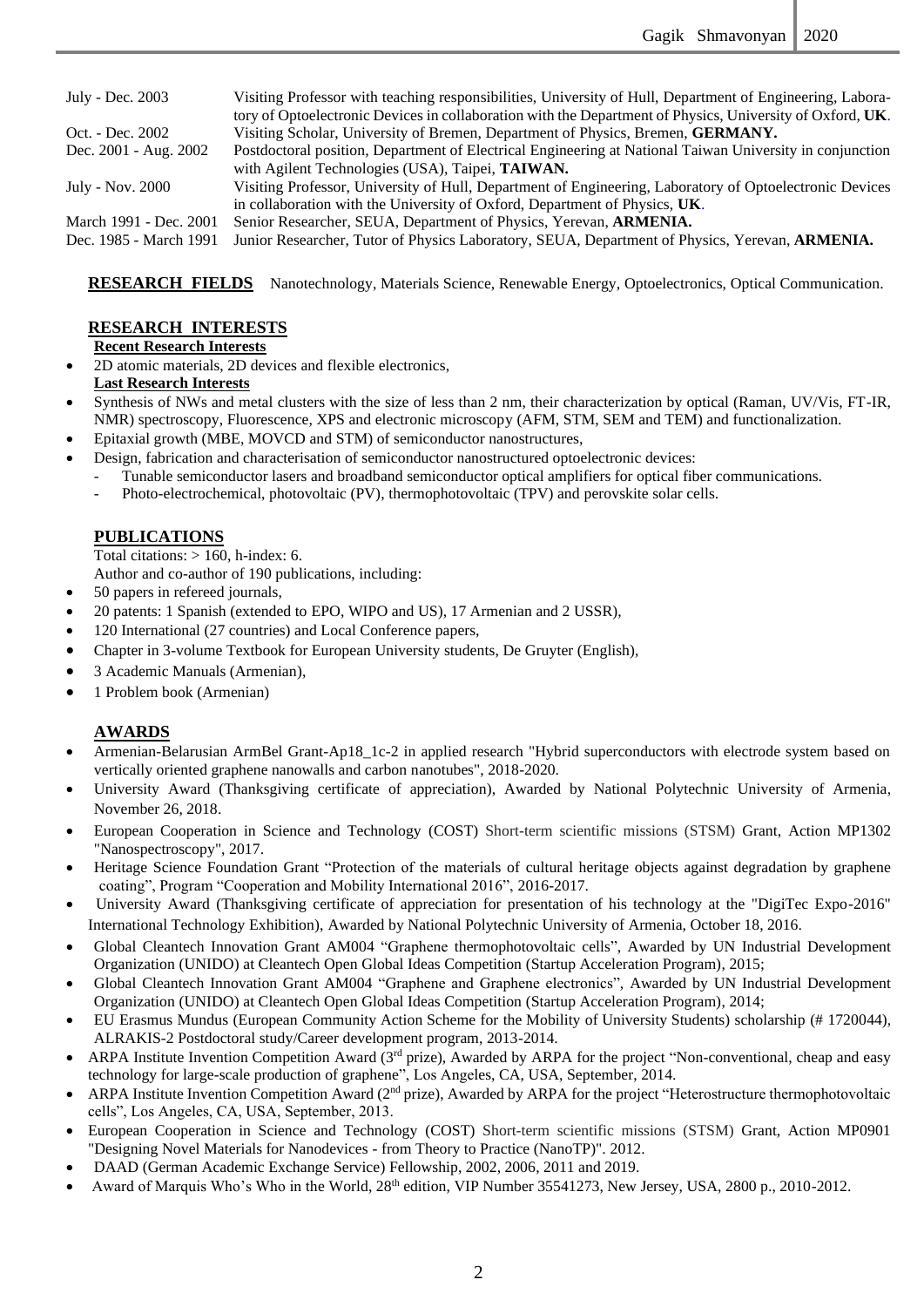| | |
|---|---|
| July - Dec. 2003 | Visiting Professor with teaching responsibilities, University of Hull, Department of Engineering, Laboratory of Optoelectronic Devices in collaboration with the Department of Physics, University of Oxford, **UK**. |
| Oct. - Dec. 2002 | Visiting Scholar, University of Bremen, Department of Physics, Bremen, **GERMANY.** |
| Dec. 2001 - Aug. 2002 | Postdoctoral position, Department of Electrical Engineering at National Taiwan University in conjunction with Agilent Technologies (USA), Taipei, **TAIWAN.** |
| July - Nov. 2000 | Visiting Professor, University of Hull, Department of Engineering, Laboratory of Optoelectronic Devices in collaboration with the University of Oxford, Department of Physics, **UK**. |
| March 1991 - Dec. 2001 | Senior Researcher, SEUA, Department of Physics, Yerevan, **ARMENIA.** |
| Dec. 1985 - March 1991 | Junior Researcher, Tutor of Physics Laboratory, SEUA, Department of Physics, Yerevan, **ARMENIA.** |

**RESEARCH FIELDS** Nanotechnology, Materials Science, Renewable Energy, Optoelectronics, Optical Communication.

## RESEARCH INTERESTS

**Recent Research Interests**

- 2D atomic materials, 2D devices and flexible electronics,

**Last Research Interests**

- Synthesis of NWs and metal clusters with the size of less than 2 nm, their characterization by optical (Raman, UV/Vis, FT-IR, NMR) spectroscopy, Fluorescence, XPS and electronic microscopy (AFM, STM, SEM and TEM) and functionalization.
- Epitaxial growth (MBE, MOVCD and STM) of semiconductor nanostructures,
- Design, fabrication and characterisation of semiconductor nanostructured optoelectronic devices:
  - Tunable semiconductor lasers and broadband semiconductor optical amplifiers for optical fiber communications.
  - Photo-electrochemical, photovoltaic (PV), thermophotovoltaic (TPV) and perovskite solar cells.

## PUBLICATIONS

Total citations: > 160, h-index: 6.

Author and co-author of 190 publications, including:

- 50 papers in refereed journals,
- 20 patents: 1 Spanish (extended to EPO, WIPO and US), 17 Armenian and 2 USSR),
- 120 International (27 countries) and Local Conference papers,
- Chapter in 3-volume Textbook for European University students, De Gruyter (English),
- 3 Academic Manuals (Armenian),
- 1 Problem book (Armenian)

## AWARDS

- Armenian-Belarusian ArmBel Grant-Ap18_1c-2 in applied research "Hybrid superconductors with electrode system based on vertically oriented graphene nanowalls and carbon nanotubes", 2018-2020.
- University Award (Thanksgiving certificate of appreciation), Awarded by National Polytechnic University of Armenia, November 26, 2018.
- European Cooperation in Science and Technology (COST) Short-term scientific missions (STSM) Grant, Action MP1302 "Nanospectroscopy", 2017.
- Heritage Science Foundation Grant "Protection of the materials of cultural heritage objects against degradation by graphene coating", Program "Cooperation and Mobility International 2016", 2016-2017.
- University Award (Thanksgiving certificate of appreciation for presentation of his technology at the "DigiTec Expo-2016" International Technology Exhibition), Awarded by National Polytechnic University of Armenia, October 18, 2016.
- Global Cleantech Innovation Grant AM004 "Graphene thermophotovoltaic cells", Awarded by UN Industrial Development Organization (UNIDO) at Cleantech Open Global Ideas Competition (Startup Acceleration Program), 2015;
- Global Cleantech Innovation Grant AM004 "Graphene and Graphene electronics", Awarded by UN Industrial Development Organization (UNIDO) at Cleantech Open Global Ideas Competition (Startup Acceleration Program), 2014;
- EU Erasmus Mundus (European Community Action Scheme for the Mobility of University Students) scholarship (# 1720044), ALRAKIS-2 Postdoctoral study/Career development program, 2013-2014.
- ARPA Institute Invention Competition Award (3rd prize), Awarded by ARPA for the project "Non-conventional, cheap and easy technology for large-scale production of graphene", Los Angeles, CA, USA, September, 2014.
- ARPA Institute Invention Competition Award (2nd prize), Awarded by ARPA for the project "Heterostructure thermophotovoltaic cells", Los Angeles, CA, USA, September, 2013.
- European Cooperation in Science and Technology (COST) Short-term scientific missions (STSM) Grant, Action MP0901 "Designing Novel Materials for Nanodevices - from Theory to Practice (NanoTP)". 2012.
- DAAD (German Academic Exchange Service) Fellowship, 2002, 2006, 2011 and 2019.
- Award of Marquis Who's Who in the World, 28th edition, VIP Number 35541273, New Jersey, USA, 2800 p., 2010-2012.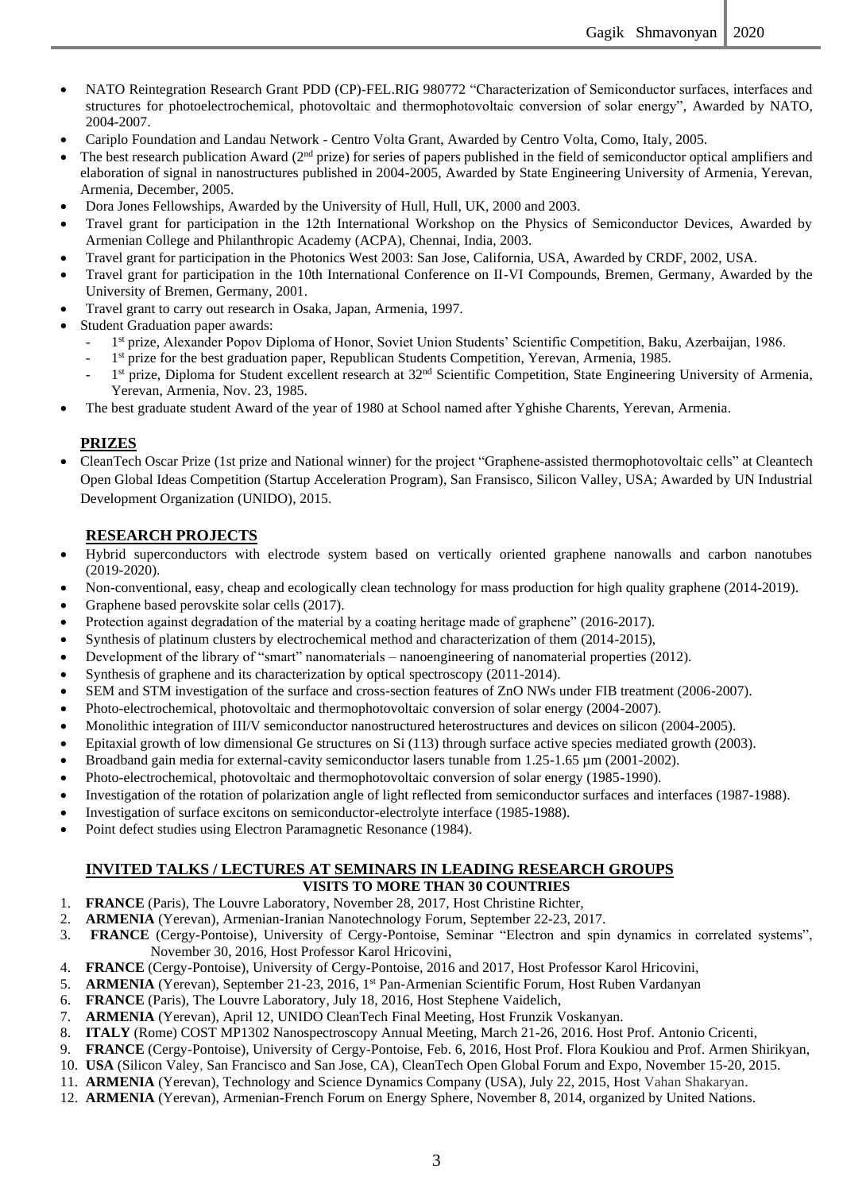- NATO Reintegration Research Grant PDD (CP)-FEL.RIG 980772 "Characterization of Semiconductor surfaces, interfaces and structures for photoelectrochemical, photovoltaic and thermophotovoltaic conversion of solar energy", Awarded by NATO, 2004-2007.
- Cariplo Foundation and Landau Network - Centro Volta Grant, Awarded by Centro Volta, Como, Italy, 2005.
- The best research publication Award (2nd prize) for series of papers published in the field of semiconductor optical amplifiers and elaboration of signal in nanostructures published in 2004-2005, Awarded by State Engineering University of Armenia, Yerevan, Armenia, December, 2005.
- Dora Jones Fellowships, Awarded by the University of Hull, Hull, UK, 2000 and 2003.
- Travel grant for participation in the 12th International Workshop on the Physics of Semiconductor Devices, Awarded by Armenian College and Philanthropic Academy (ACPA), Chennai, India, 2003.
- Travel grant for participation in the Photonics West 2003: San Jose, California, USA, Awarded by CRDF, 2002, USA.
- Travel grant for participation in the 10th International Conference on II-VI Compounds, Bremen, Germany, Awarded by the University of Bremen, Germany, 2001.
- Travel grant to carry out research in Osaka, Japan, Armenia, 1997.
- Student Graduation paper awards:
  - 1st prize, Alexander Popov Diploma of Honor, Soviet Union Students' Scientific Competition, Baku, Azerbaijan, 1986.
  - 1st prize for the best graduation paper, Republican Students Competition, Yerevan, Armenia, 1985.
  - 1st prize, Diploma for Student excellent research at 32nd Scientific Competition, State Engineering University of Armenia, Yerevan, Armenia, Nov. 23, 1985.
- The best graduate student Award of the year of 1980 at School named after Yghishe Charents, Yerevan, Armenia.

## PRIZES

- CleanTech Oscar Prize (1st prize and National winner) for the project "Graphene-assisted thermophotovoltaic cells" at Cleantech Open Global Ideas Competition (Startup Acceleration Program), San Fransisco, Silicon Valley, USA; Awarded by UN Industrial Development Organization (UNIDO), 2015.

## RESEARCH PROJECTS

- Hybrid superconductors with electrode system based on vertically oriented graphene nanowalls and carbon nanotubes (2019-2020).
- Non-conventional, easy, cheap and ecologically clean technology for mass production for high quality graphene (2014-2019).
- Graphene based perovskite solar cells (2017).
- Protection against degradation of the material by a coating heritage made of graphene" (2016-2017).
- Synthesis of platinum clusters by electrochemical method and characterization of them (2014-2015),
- Development of the library of "smart" nanomaterials – nanoengineering of nanomaterial properties (2012).
- Synthesis of graphene and its characterization by optical spectroscopy (2011-2014).
- SEM and STM investigation of the surface and cross-section features of ZnO NWs under FIB treatment (2006-2007).
- Photo-electrochemical, photovoltaic and thermophotovoltaic conversion of solar energy (2004-2007).
- Monolithic integration of III/V semiconductor nanostructured heterostructures and devices on silicon (2004-2005).
- Epitaxial growth of low dimensional Ge structures on Si (113) through surface active species mediated growth (2003).
- Broadband gain media for external-cavity semiconductor lasers tunable from 1.25-1.65 μm (2001-2002).
- Photo-electrochemical, photovoltaic and thermophotovoltaic conversion of solar energy (1985-1990).
- Investigation of the rotation of polarization angle of light reflected from semiconductor surfaces and interfaces (1987-1988).
- Investigation of surface excitons on semiconductor-electrolyte interface (1985-1988).
- Point defect studies using Electron Paramagnetic Resonance (1984).

## INVITED TALKS / LECTURES AT SEMINARS IN LEADING RESEARCH GROUPS

**VISITS TO MORE THAN 30 COUNTRIES**

1. **FRANCE** (Paris), The Louvre Laboratory, November 28, 2017, Host Christine Richter,
2. **ARMENIA** (Yerevan), Armenian-Iranian Nanotechnology Forum, September 22-23, 2017.
3. **FRANCE** (Cergy-Pontoise), University of Cergy-Pontoise, Seminar "Electron and spin dynamics in correlated systems", November 30, 2016, Host Professor Karol Hricovini,
4. **FRANCE** (Cergy-Pontoise), University of Cergy-Pontoise, 2016 and 2017, Host Professor Karol Hricovini,
5. **ARMENIA** (Yerevan), September 21-23, 2016, 1st Pan-Armenian Scientific Forum, Host Ruben Vardanyan
6. **FRANCE** (Paris), The Louvre Laboratory, July 18, 2016, Host Stephene Vaidelich,
7. **ARMENIA** (Yerevan), April 12, UNIDO CleanTech Final Meeting, Host Frunzik Voskanyan.
8. **ITALY** (Rome) COST MP1302 Nanospectroscopy Annual Meeting, March 21-26, 2016. Host Prof. Antonio Cricenti,
9. **FRANCE** (Cergy-Pontoise), University of Cergy-Pontoise, Feb. 6, 2016, Host Prof. Flora Koukiou and Prof. Armen Shirikyan,
10. **USA** (Silicon Valey, San Francisco and San Jose, CA), CleanTech Open Global Forum and Expo, November 15-20, 2015.
11. **ARMENIA** (Yerevan), Technology and Science Dynamics Company (USA), July 22, 2015, Host Vahan Shakaryan.
12. **ARMENIA** (Yerevan), Armenian-French Forum on Energy Sphere, November 8, 2014, organized by United Nations.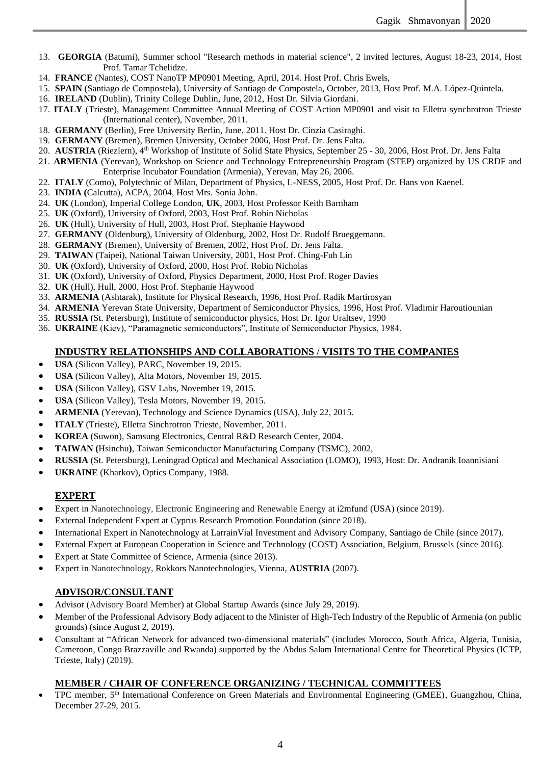13. **GEORGIA** (Batumi), Summer school "Research methods in material science", 2 invited lectures, August 18-23, 2014, Host Prof. Tamar Tchelidze.
14. **FRANCE** (Nantes), COST NanoTP MP0901 Meeting, April, 2014. Host Prof. Chris Ewels,
15. **SPAIN** (Santiago de Compostela), University of Santiago de Compostela, October, 2013, Host Prof. M.A. López-Quintela.
16. **IRELAND** (Dublin), Trinity College Dublin, June, 2012, Host Dr. Silvia Giordani.
17. **ITALY** (Trieste), Management Committee Annual Meeting of COST Action MP0901 and visit to Elletra synchrotron Trieste (International center), November, 2011.
18. **GERMANY** (Berlin), Free University Berlin, June, 2011. Host Dr. Cinzia Casiraghi.
19. **GERMANY** (Bremen), Bremen University, October 2006, Host Prof. Dr. Jens Falta.
20. **AUSTRIA** (Riezlern), 4th Workshop of Institute of Solid State Physics, September 25 - 30, 2006, Host Prof. Dr. Jens Falta
21. **ARMENIA** (Yerevan), Workshop on Science and Technology Entrepreneurship Program (STEP) organized by US CRDF and Enterprise Incubator Foundation (Armenia), Yerevan, May 26, 2006.
22. **ITALY** (Como), Polytechnic of Milan, Department of Physics, L-NESS, 2005, Host Prof. Dr. Hans von Kaenel.
23. **INDIA (**Calcutta), ACPA, 2004, Host Mrs. Sonia John.
24. **UK** (London), Imperial College London, **UK**, 2003, Host Professor Keith Barnham
25. **UK** (Oxford), University of Oxford, 2003, Host Prof. Robin Nicholas
26. **UK** (Hull), University of Hull, 2003, Host Prof. Stephanie Haywood
27. **GERMANY** (Oldenburg), University of Oldenburg, 2002, Host Dr. Rudolf Brueggemann.
28. **GERMANY** (Bremen), University of Bremen, 2002, Host Prof. Dr. Jens Falta.
29. **TAIWAN** (Taipei), National Taiwan University, 2001, Host Prof. Ching-Fuh Lin
30. **UK** (Oxford), University of Oxford, 2000, Host Prof. Robin Nicholas
31. **UK** (Oxford), University of Oxford, Physics Department, 2000, Host Prof. Roger Davies
32. **UK** (Hull), Hull, 2000, Host Prof. Stephanie Haywood
33. **ARMENIA** (Ashtarak), Institute for Physical Research, 1996, Host Prof. Radik Martirosyan
34. **ARMENIA** Yerevan State University, Department of Semiconductor Physics, 1996, Host Prof. Vladimir Haroutiounian
35. **RUSSIA** (St. Petersburg), Institute of semiconductor physics, Host Dr. Igor Uraltsev, 1990
36. **UKRAINE** (Kiev), "Paramagnetic semiconductors", Institute of Semiconductor Physics, 1984.

## INDUSTRY RELATIONSHIPS AND COLLABORATIONS / VISITS TO THE COMPANIES

- **USA** (Silicon Valley), PARC, November 19, 2015.
- **USA** (Silicon Valley), Alta Motors, November 19, 2015.
- **USA** (Silicon Valley), GSV Labs, November 19, 2015.
- **USA** (Silicon Valley), Tesla Motors, November 19, 2015.
- **ARMENIA** (Yerevan), Technology and Science Dynamics (USA), July 22, 2015.
- **ITALY** (Trieste), Elletra Sinchrotron Trieste, November, 2011.
- **KOREA** (Suwon), Samsung Electronics, Central R&D Research Center, 2004.
- **TAIWAN (**Hsinchu**)**, Taiwan Semiconductor Manufacturing Company (TSMC), 2002,
- **RUSSIA** (St. Petersburg), Leningrad Optical and Mechanical Association (LOMO), 1993, Host: Dr. Andranik Ioannisiani
- **UKRAINE** (Kharkov), Optics Company, 1988.

## EXPERT

- Expert in Nanotechnology, Electronic Engineering and Renewable Energy at i2mfund (USA) (since 2019).
- External Independent Expert at Cyprus Research Promotion Foundation (since 2018).
- International Expert in Nanotechnology at LarrainVial Investment and Advisory Company, Santiago de Chile (since 2017).
- External Expert at European Cooperation in Science and Technology (COST) Association, Belgium, Brussels (since 2016).
- Expert at State Committee of Science, Armenia (since 2013).
- Expert in Nanotechnology, Rokkors Nanotechnologies, Vienna, **AUSTRIA** (2007).

## ADVISOR/CONSULTANT

- Advisor (Advisory Board Member) at Global Startup Awards (since July 29, 2019).
- Member of the Professional Advisory Body adjacent to the Minister of High-Tech Industry of the Republic of Armenia (on public grounds) (since August 2, 2019).
- Consultant at "African Network for advanced two-dimensional materials" (includes Morocco, South Africa, Algeria, Tunisia, Cameroon, Congo Brazzaville and Rwanda) supported by the Abdus Salam International Centre for Theoretical Physics (ICTP, Trieste, Italy) (2019).

## MEMBER / CHAIR OF CONFERENCE ORGANIZING / TECHNICAL COMMITTEES

- TPC member, 5th International Conference on Green Materials and Environmental Engineering (GMEE), Guangzhou, China, December 27-29, 2015.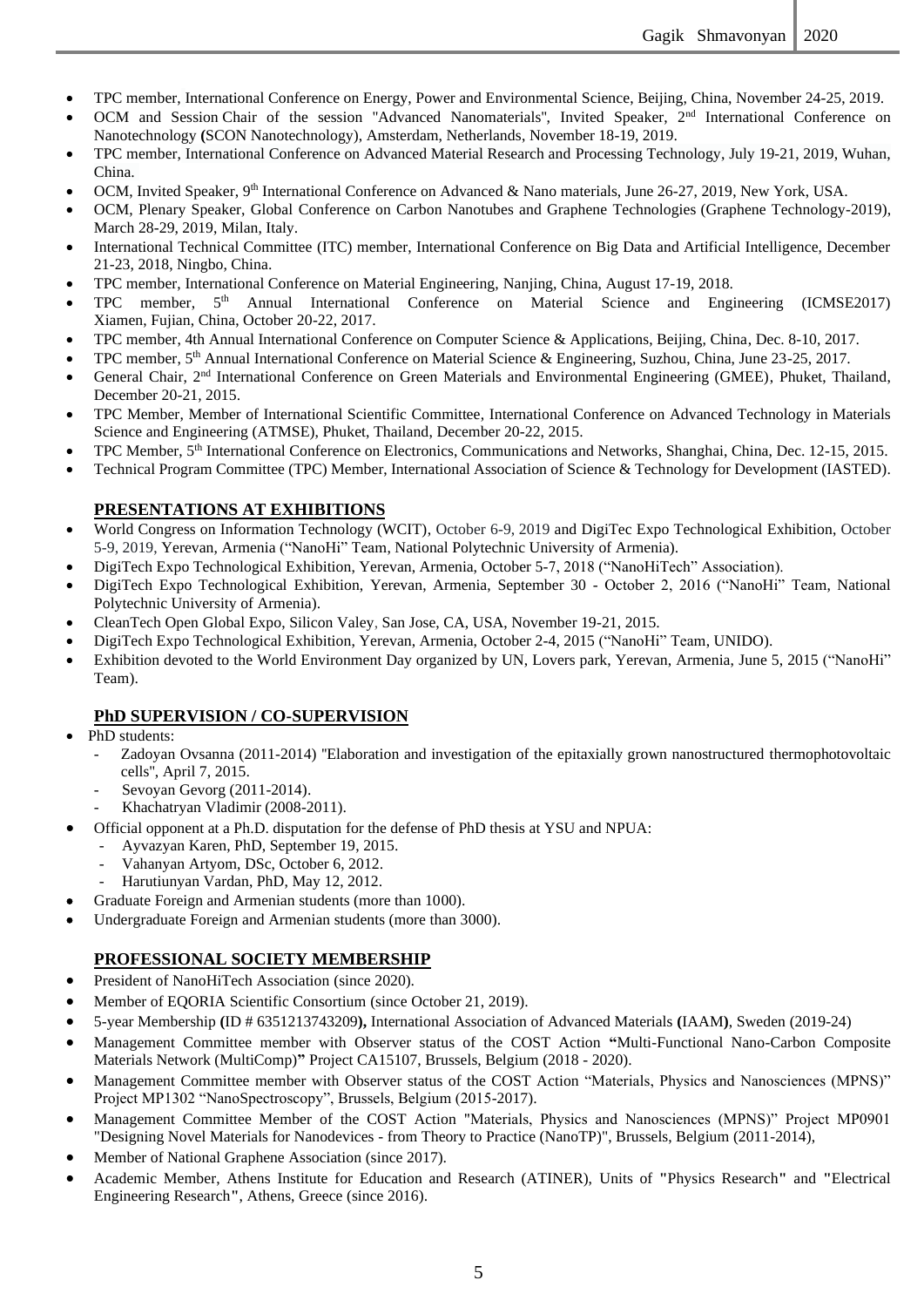- TPC member, International Conference on Energy, Power and Environmental Science, Beijing, China, November 24-25, 2019.
- OCM and Session Chair of the session "Advanced Nanomaterials", Invited Speaker, 2nd International Conference on Nanotechnology (SCON Nanotechnology), Amsterdam, Netherlands, November 18-19, 2019.
- TPC member, International Conference on Advanced Material Research and Processing Technology, July 19-21, 2019, Wuhan, China.
- OCM, Invited Speaker, 9th International Conference on Advanced & Nano materials, June 26-27, 2019, New York, USA.
- OCM, Plenary Speaker, Global Conference on Carbon Nanotubes and Graphene Technologies (Graphene Technology-2019), March 28-29, 2019, Milan, Italy.
- International Technical Committee (ITC) member, International Conference on Big Data and Artificial Intelligence, December 21-23, 2018, Ningbo, China.
- TPC member, International Conference on Material Engineering, Nanjing, China, August 17-19, 2018.
- TPC member, 5th Annual International Conference on Material Science and Engineering (ICMSE2017) Xiamen, Fujian, China, October 20-22, 2017.
- TPC member, 4th Annual International Conference on Computer Science & Applications, Beijing, China, Dec. 8-10, 2017.
- TPC member, 5th Annual International Conference on Material Science & Engineering, Suzhou, China, June 23-25, 2017.
- General Chair, 2nd International Conference on Green Materials and Environmental Engineering (GMEE), Phuket, Thailand, December 20-21, 2015.
- TPC Member, Member of International Scientific Committee, International Conference on Advanced Technology in Materials Science and Engineering (ATMSE), Phuket, Thailand, December 20-22, 2015.
- TPC Member, 5th International Conference on Electronics, Communications and Networks, Shanghai, China, Dec. 12-15, 2015.
- Technical Program Committee (TPC) Member, International Association of Science & Technology for Development (IASTED).

## PRESENTATIONS AT EXHIBITIONS

- World Congress on Information Technology (WCIT), October 6-9, 2019 and DigiTec Expo Technological Exhibition, October 5-9, 2019, Yerevan, Armenia ("NanoHi" Team, National Polytechnic University of Armenia).
- DigiTech Expo Technological Exhibition, Yerevan, Armenia, October 5-7, 2018 ("NanoHiTech" Association).
- DigiTech Expo Technological Exhibition, Yerevan, Armenia, September 30 - October 2, 2016 ("NanoHi" Team, National Polytechnic University of Armenia).
- CleanTech Open Global Expo, Silicon Valey, San Jose, CA, USA, November 19-21, 2015.
- DigiTech Expo Technological Exhibition, Yerevan, Armenia, October 2-4, 2015 ("NanoHi" Team, UNIDO).
- Exhibition devoted to the World Environment Day organized by UN, Lovers park, Yerevan, Armenia, June 5, 2015 ("NanoHi" Team).

## PhD SUPERVISION / CO-SUPERVISION

- PhD students:
  - Zadoyan Ovsanna (2011-2014) "Elaboration and investigation of the epitaxially grown nanostructured thermophotovoltaic cells", April 7, 2015.
  - Sevoyan Gevorg (2011-2014).
  - Khachatryan Vladimir (2008-2011).
- Official opponent at a Ph.D. disputation for the defense of PhD thesis at YSU and NPUA:
  - Ayvazyan Karen, PhD, September 19, 2015.
  - Vahanyan Artyom, DSc, October 6, 2012.
  - Harutiunyan Vardan, PhD, May 12, 2012.
- Graduate Foreign and Armenian students (more than 1000).
- Undergraduate Foreign and Armenian students (more than 3000).

## PROFESSIONAL SOCIETY MEMBERSHIP

- President of NanoHiTech Association (since 2020).
- Member of EQORIA Scientific Consortium (since October 21, 2019).
- 5-year Membership **(**ID # 6351213743209**),** International Association of Advanced Materials **(**IAAM**)**, Sweden (2019-24)
- Management Committee member with Observer status of the COST Action **"**Multi-Functional Nano-Carbon Composite Materials Network (MultiComp)**"** Project CA15107, Brussels, Belgium (2018 - 2020).
- Management Committee member with Observer status of the COST Action "Materials, Physics and Nanosciences (MPNS)" Project MP1302 "NanoSpectroscopy", Brussels, Belgium (2015-2017).
- Management Committee Member of the COST Action "Materials, Physics and Nanosciences (MPNS)" Project MP0901 "Designing Novel Materials for Nanodevices - from Theory to Practice (NanoTP)", Brussels, Belgium (2011-2014),
- Member of National Graphene Association (since 2017).
- Academic Member, Athens Institute for Education and Research (ATINER), Units of **"**Physics Research**"** and **"**Electrical Engineering Research**"**, Athens, Greece (since 2016).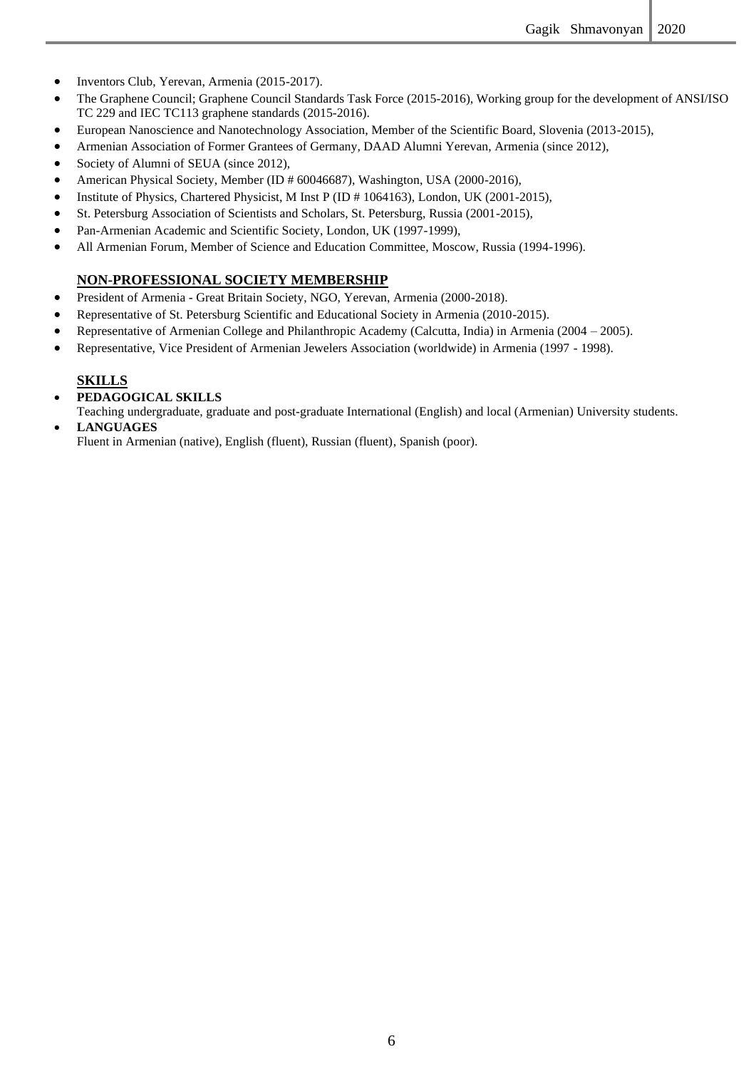- Inventors Club, Yerevan, Armenia (2015-2017).
- The Graphene Council; Graphene Council Standards Task Force (2015-2016), Working group for the development of ANSI/ISO TC 229 and IEC TC113 graphene standards (2015-2016).
- European Nanoscience and Nanotechnology Association, Member of the Scientific Board, Slovenia (2013-2015),
- Armenian Association of Former Grantees of Germany, DAAD Alumni Yerevan, Armenia (since 2012),
- Society of Alumni of SEUA (since 2012),
- American Physical Society, Member (ID # 60046687), Washington, USA (2000-2016),
- Institute of Physics, Chartered Physicist, M Inst P (ID # 1064163), London, UK (2001-2015),
- St. Petersburg Association of Scientists and Scholars, St. Petersburg, Russia (2001-2015),
- Pan-Armenian Academic and Scientific Society, London, UK (1997-1999),
- All Armenian Forum, Member of Science and Education Committee, Moscow, Russia (1994-1996).

## NON-PROFESSIONAL SOCIETY MEMBERSHIP

- President of Armenia - Great Britain Society, NGO, Yerevan, Armenia (2000-2018).
- Representative of St. Petersburg Scientific and Educational Society in Armenia (2010-2015).
- Representative of Armenian College and Philanthropic Academy (Calcutta, India) in Armenia (2004 – 2005).
- Representative, Vice President of Armenian Jewelers Association (worldwide) in Armenia (1997 - 1998).

## SKILLS

- **PEDAGOGICAL SKILLS**
  Teaching undergraduate, graduate and post-graduate International (English) and local (Armenian) University students.
- **LANGUAGES**
  Fluent in Armenian (native), English (fluent), Russian (fluent), Spanish (poor).